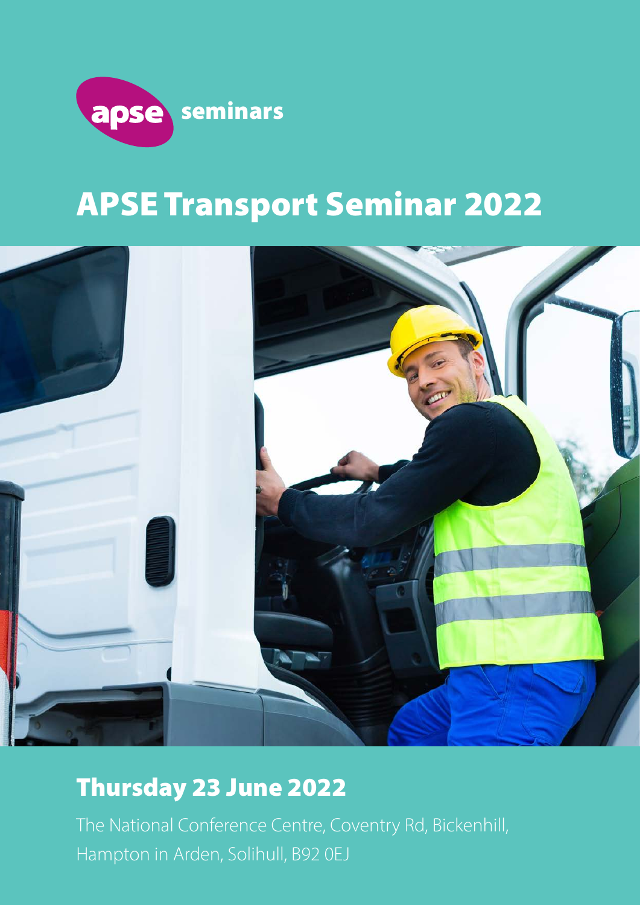apse seminars

# APSE Transport Seminar 2022

## Thursday 23 June 2022

The National Conference Centre, Coventry Rd, Bickenhill, Hampton in Arden, Solihull, B92 0EJ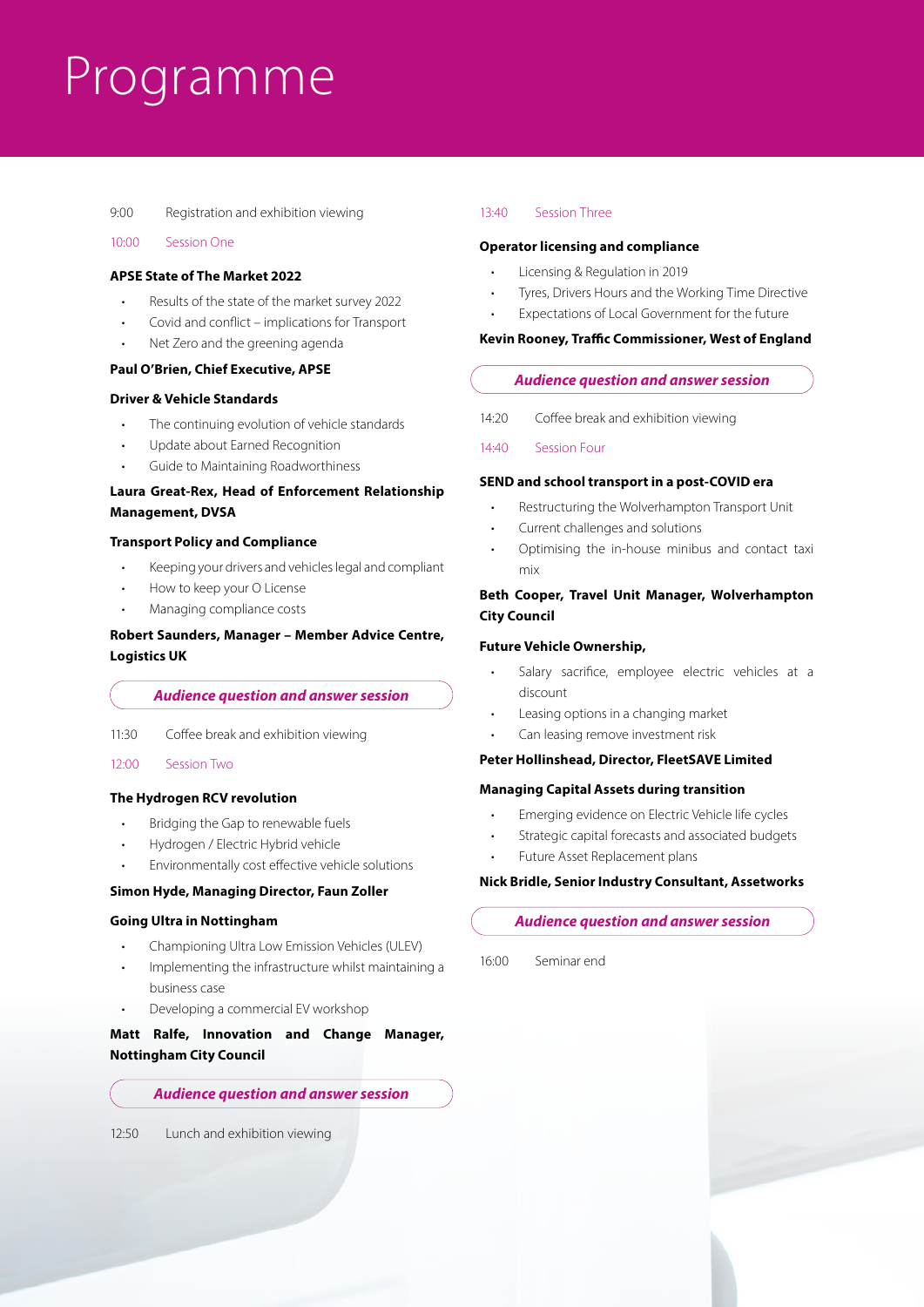# Programme

9:00 Registration and exhibition viewing

10:00 Session One

**APSE State of The Market 2022**

- Results of the state of the market survey 2022
- Covid and conflict – implications for Transport
- Net Zero and the greening agenda

**Paul O'Brien, Chief Executive, APSE**

**Driver & Vehicle Standards**

- The continuing evolution of vehicle standards
- Update about Earned Recognition
- Guide to Maintaining Roadworthiness

**Laura Great-Rex, Head of Enforcement Relationship Management, DVSA**

**Transport Policy and Compliance**

- Keeping your drivers and vehicles legal and compliant
- How to keep your O License
- Managing compliance costs

**Robert Saunders, Manager – Member Advice Centre, Logistics UK**

***Audience question and answer session***

11:30 Coffee break and exhibition viewing

12:00 Session Two

**The Hydrogen RCV revolution**

- Bridging the Gap to renewable fuels
- Hydrogen / Electric Hybrid vehicle
- Environmentally cost effective vehicle solutions

**Simon Hyde, Managing Director, Faun Zoller**

**Going Ultra in Nottingham**

- Championing Ultra Low Emission Vehicles (ULEV)
- Implementing the infrastructure whilst maintaining a business case
- Developing a commercial EV workshop

**Matt Ralfe, Innovation and Change Manager, Nottingham City Council**

***Audience question and answer session***

12:50 Lunch and exhibition viewing

13:40 Session Three

**Operator licensing and compliance**

- Licensing & Regulation in 2019
- Tyres, Drivers Hours and the Working Time Directive
- Expectations of Local Government for the future

**Kevin Rooney, Traffic Commissioner, West of England**

***Audience question and answer session***

14:20 Coffee break and exhibition viewing

14:40 Session Four

**SEND and school transport in a post-COVID era**

- Restructuring the Wolverhampton Transport Unit
- Current challenges and solutions
- Optimising the in-house minibus and contact taxi mix

**Beth Cooper, Travel Unit Manager, Wolverhampton City Council**

**Future Vehicle Ownership,**

- Salary sacrifice, employee electric vehicles at a discount
- Leasing options in a changing market
- Can leasing remove investment risk

**Peter Hollinshead, Director, FleetSAVE Limited**

**Managing Capital Assets during transition**

- Emerging evidence on Electric Vehicle life cycles
- Strategic capital forecasts and associated budgets
- Future Asset Replacement plans

**Nick Bridle, Senior Industry Consultant, Assetworks**

***Audience question and answer session***

16:00 Seminar end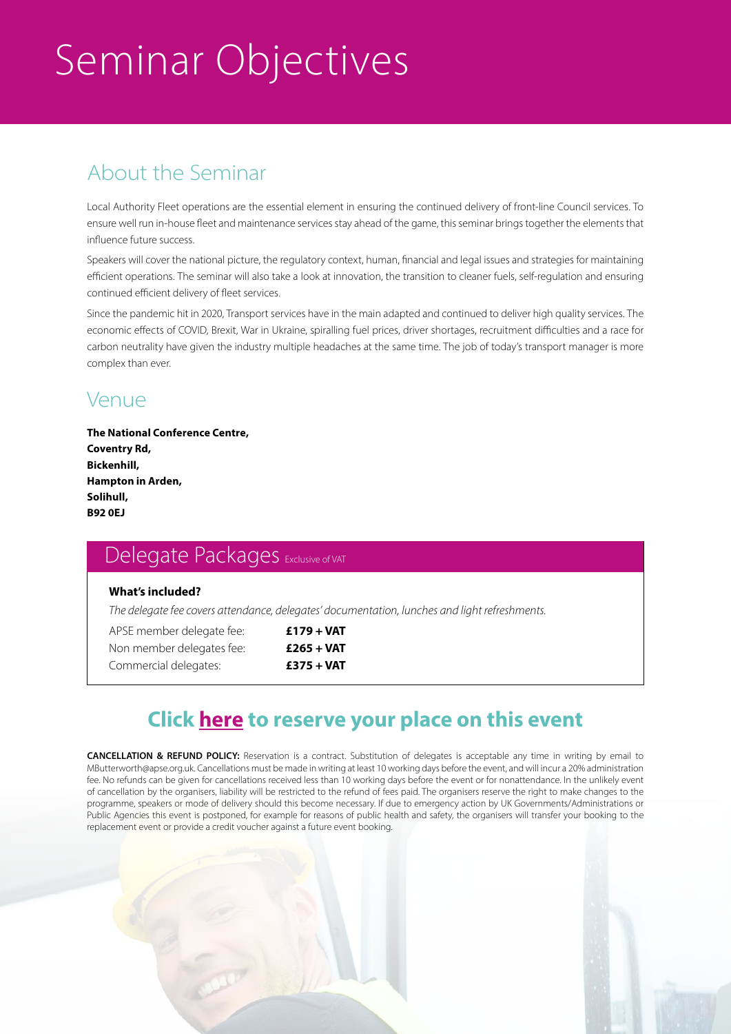# Seminar Objectives

## About the Seminar

Local Authority Fleet operations are the essential element in ensuring the continued delivery of front-line Council services. To ensure well run in-house fleet and maintenance services stay ahead of the game, this seminar brings together the elements that influence future success.

Speakers will cover the national picture, the regulatory context, human, financial and legal issues and strategies for maintaining efficient operations. The seminar will also take a look at innovation, the transition to cleaner fuels, self-regulation and ensuring continued efficient delivery of fleet services.

Since the pandemic hit in 2020, Transport services have in the main adapted and continued to deliver high quality services. The economic effects of COVID, Brexit, War in Ukraine, spiralling fuel prices, driver shortages, recruitment difficulties and a race for carbon neutrality have given the industry multiple headaches at the same time. The job of today's transport manager is more complex than ever.

## Venue

**The National Conference Centre,**
**Coventry Rd,**
**Bickenhill,**
**Hampton in Arden,**
**Solihull,**
**B92 0EJ**

## Delegate Packages Exclusive of VAT

**What's included?**

*The delegate fee covers attendance, delegates' documentation, lunches and light refreshments.*

| | |
|---|---|
| APSE member delegate fee: | **£179 + VAT** |
| Non member delegates fee: | **£265 + VAT** |
| Commercial delegates: | **£375 + VAT** |

## Click here to reserve your place on this event

**CANCELLATION & REFUND POLICY:** Reservation is a contract. Substitution of delegates is acceptable any time in writing by email to MButterworth@apse.org.uk. Cancellations must be made in writing at least 10 working days before the event, and will incur a 20% administration fee. No refunds can be given for cancellations received less than 10 working days before the event or for nonattendance. In the unlikely event of cancellation by the organisers, liability will be restricted to the refund of fees paid. The organisers reserve the right to make changes to the programme, speakers or mode of delivery should this become necessary. If due to emergency action by UK Governments/Administrations or Public Agencies this event is postponed, for example for reasons of public health and safety, the organisers will transfer your booking to the replacement event or provide a credit voucher against a future event booking.